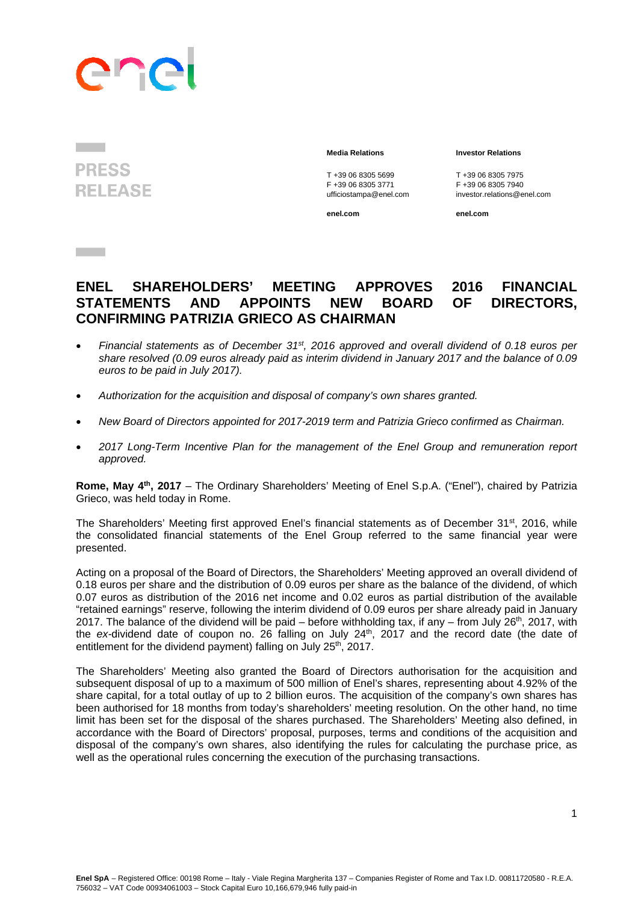**PRESS RELEASE**

**Media Relations**

T +39 06 8305 5699
F +39 06 8305 3771
ufficiostampa@enel.com

**enel.com**

**Investor Relations**

T +39 06 8305 7975
F +39 06 8305 7940
investor.relations@enel.com

**enel.com**

# ENEL SHAREHOLDERS' MEETING APPROVES 2016 FINANCIAL STATEMENTS AND APPOINTS NEW BOARD OF DIRECTORS, CONFIRMING PATRIZIA GRIECO AS CHAIRMAN

- *Financial statements as of December 31st, 2016 approved and overall dividend of 0.18 euros per share resolved (0.09 euros already paid as interim dividend in January 2017 and the balance of 0.09 euros to be paid in July 2017).*
- *Authorization for the acquisition and disposal of company's own shares granted.*
- *New Board of Directors appointed for 2017-2019 term and Patrizia Grieco confirmed as Chairman.*
- *2017 Long-Term Incentive Plan for the management of the Enel Group and remuneration report approved.*

**Rome, May 4th, 2017** – The Ordinary Shareholders' Meeting of Enel S.p.A. ("Enel"), chaired by Patrizia Grieco, was held today in Rome.

The Shareholders' Meeting first approved Enel's financial statements as of December 31st, 2016, while the consolidated financial statements of the Enel Group referred to the same financial year were presented.

Acting on a proposal of the Board of Directors, the Shareholders' Meeting approved an overall dividend of 0.18 euros per share and the distribution of 0.09 euros per share as the balance of the dividend, of which 0.07 euros as distribution of the 2016 net income and 0.02 euros as partial distribution of the available "retained earnings" reserve, following the interim dividend of 0.09 euros per share already paid in January 2017. The balance of the dividend will be paid – before withholding tax, if any – from July 26th, 2017, with the *ex*-dividend date of coupon no. 26 falling on July 24th, 2017 and the record date (the date of entitlement for the dividend payment) falling on July 25th, 2017.

The Shareholders' Meeting also granted the Board of Directors authorisation for the acquisition and subsequent disposal of up to a maximum of 500 million of Enel's shares, representing about 4.92% of the share capital, for a total outlay of up to 2 billion euros. The acquisition of the company's own shares has been authorised for 18 months from today's shareholders' meeting resolution. On the other hand, no time limit has been set for the disposal of the shares purchased. The Shareholders' Meeting also defined, in accordance with the Board of Directors' proposal, purposes, terms and conditions of the acquisition and disposal of the company's own shares, also identifying the rules for calculating the purchase price, as well as the operational rules concerning the execution of the purchasing transactions.

**Enel SpA** – Registered Office: 00198 Rome – Italy - Viale Regina Margherita 137 – Companies Register of Rome and Tax I.D. 00811720580 - R.E.A. 756032 – VAT Code 00934061003 – Stock Capital Euro 10,166,679,946 fully paid-in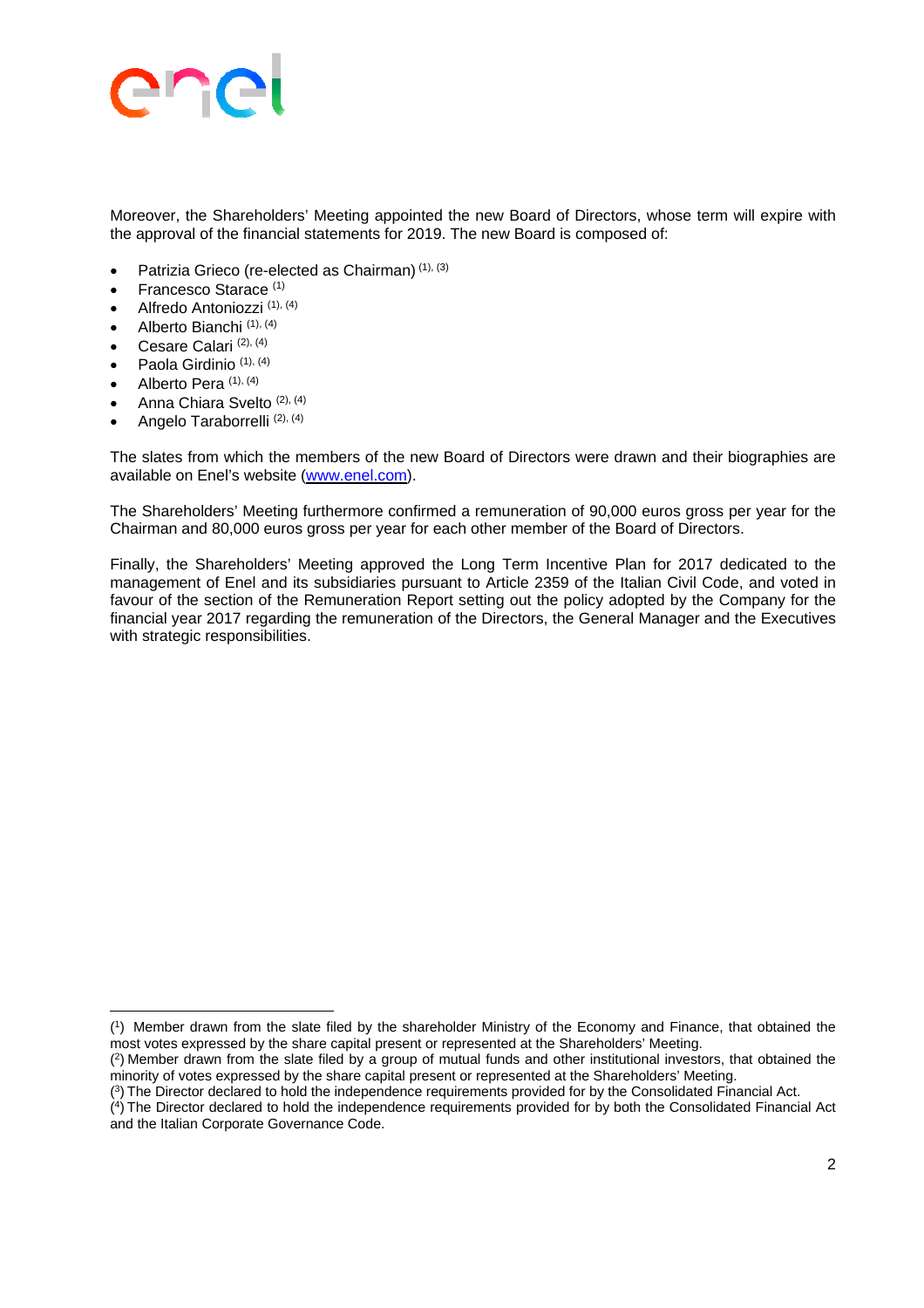Moreover, the Shareholders' Meeting appointed the new Board of Directors, whose term will expire with the approval of the financial statements for 2019. The new Board is composed of:

- Patrizia Grieco (re-elected as Chairman) [1], [3]
- Francesco Starace [1]
- Alfredo Antoniozzi [1], [4]
- Alberto Bianchi [1], [4]
- Cesare Calari [2], [4]
- Paola Girdinio [1], [4]
- Alberto Pera [1], [4]
- Anna Chiara Svelto [2], [4]
- Angelo Taraborrelli [2], [4]

The slates from which the members of the new Board of Directors were drawn and their biographies are available on Enel's website (www.enel.com).

The Shareholders' Meeting furthermore confirmed a remuneration of 90,000 euros gross per year for the Chairman and 80,000 euros gross per year for each other member of the Board of Directors.

Finally, the Shareholders' Meeting approved the Long Term Incentive Plan for 2017 dedicated to the management of Enel and its subsidiaries pursuant to Article 2359 of the Italian Civil Code, and voted in favour of the section of the Remuneration Report setting out the policy adopted by the Company for the financial year 2017 regarding the remuneration of the Directors, the General Manager and the Executives with strategic responsibilities.

---

(1) Member drawn from the slate filed by the shareholder Ministry of the Economy and Finance, that obtained the most votes expressed by the share capital present or represented at the Shareholders' Meeting.
(2) Member drawn from the slate filed by a group of mutual funds and other institutional investors, that obtained the minority of votes expressed by the share capital present or represented at the Shareholders' Meeting.
(3) The Director declared to hold the independence requirements provided for by the Consolidated Financial Act.
(4) The Director declared to hold the independence requirements provided for by both the Consolidated Financial Act and the Italian Corporate Governance Code.